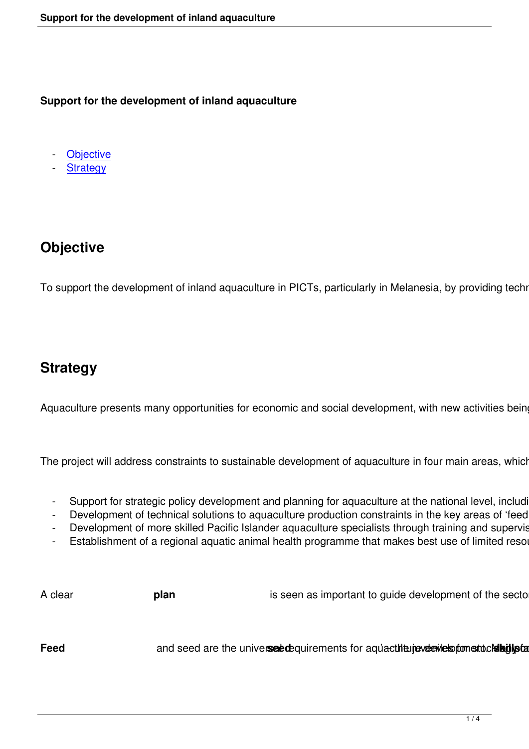# Support for the development of inland aquaculture

- Objective
- Strategy

## Objective

To support the development of inland aquaculture in PICTs, particularly in Melanesia, by providing techn

## Strategy

Aquaculture presents many opportunities for economic and social development, with new activities being

The project will address constraints to sustainable development of aquaculture in four main areas, which

- Support for strategic policy development and planning for aquaculture at the national level, includi
- Development of technical solutions to aquaculture production constraints in the key areas of 'feed
- Development of more skilled Pacific Islander aquaculture specialists through training and supervis
- Establishment of a regional aquatic animal health programme that makes best use of limited resou

A clear **plan** is seen as important to guide development of the secto

**Feed** and seed are the universal requirements for aquaculture

**seed** – the juveniles for stocking

**skills**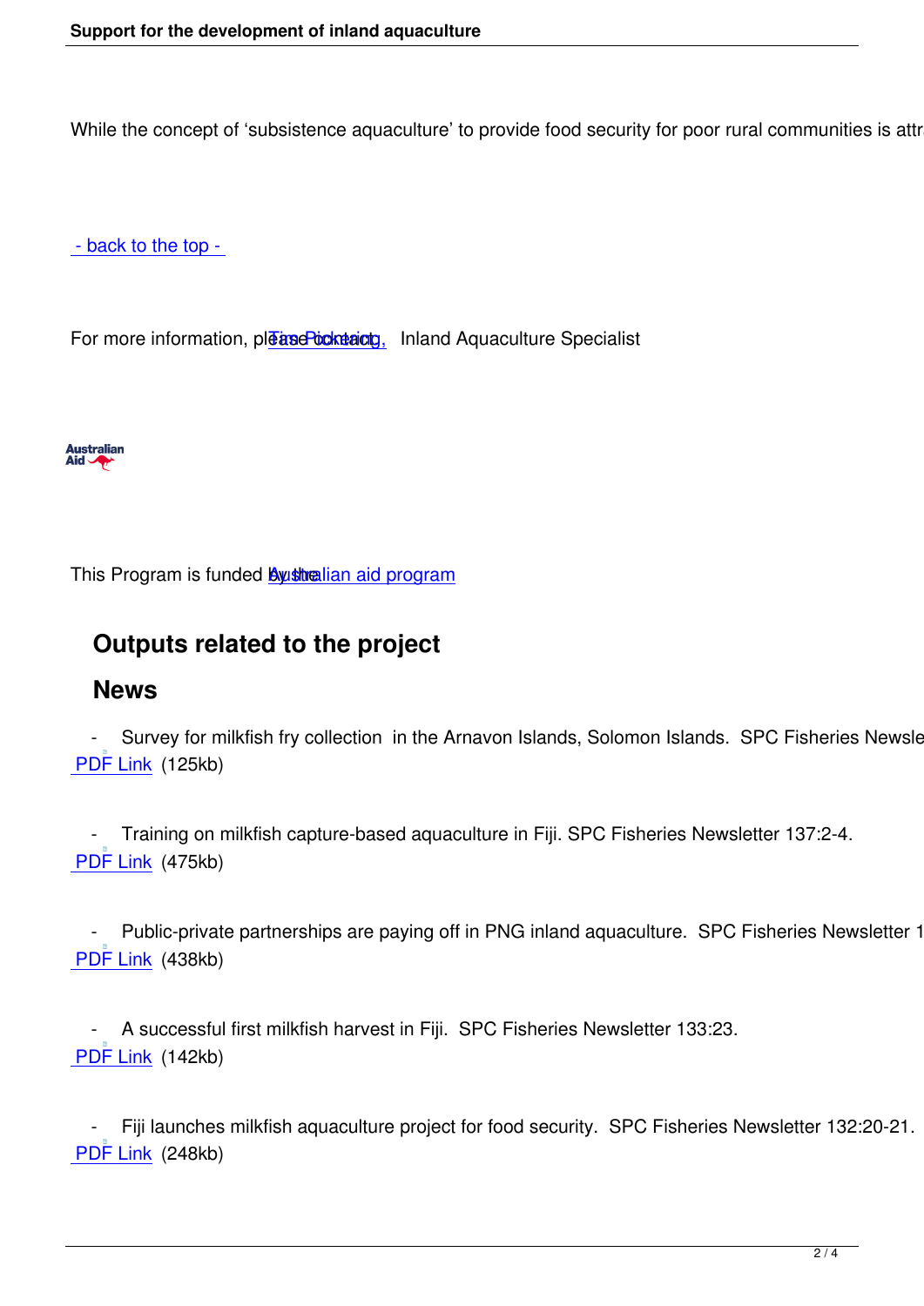While the concept of 'subsistence aquaculture' to provide food security for poor rural communities is attr

- back to the top -

For more information, please contact Tim Pickering, Inland Aquaculture Specialist

Australian Aid

This Program is funded by the Australian aid program

## Outputs related to the project

## News

- Survey for milkfish fry collection in the Arnavon Islands, Solomon Islands. SPC Fisheries Newsle
  PDF Link (125kb)

- Training on milkfish capture-based aquaculture in Fiji. SPC Fisheries Newsletter 137:2-4.
  PDF Link (475kb)

- Public-private partnerships are paying off in PNG inland aquaculture. SPC Fisheries Newsletter 1
  PDF Link (438kb)

- A successful first milkfish harvest in Fiji. SPC Fisheries Newsletter 133:23.
  PDF Link (142kb)

- Fiji launches milkfish aquaculture project for food security. SPC Fisheries Newsletter 132:20-21.
  PDF Link (248kb)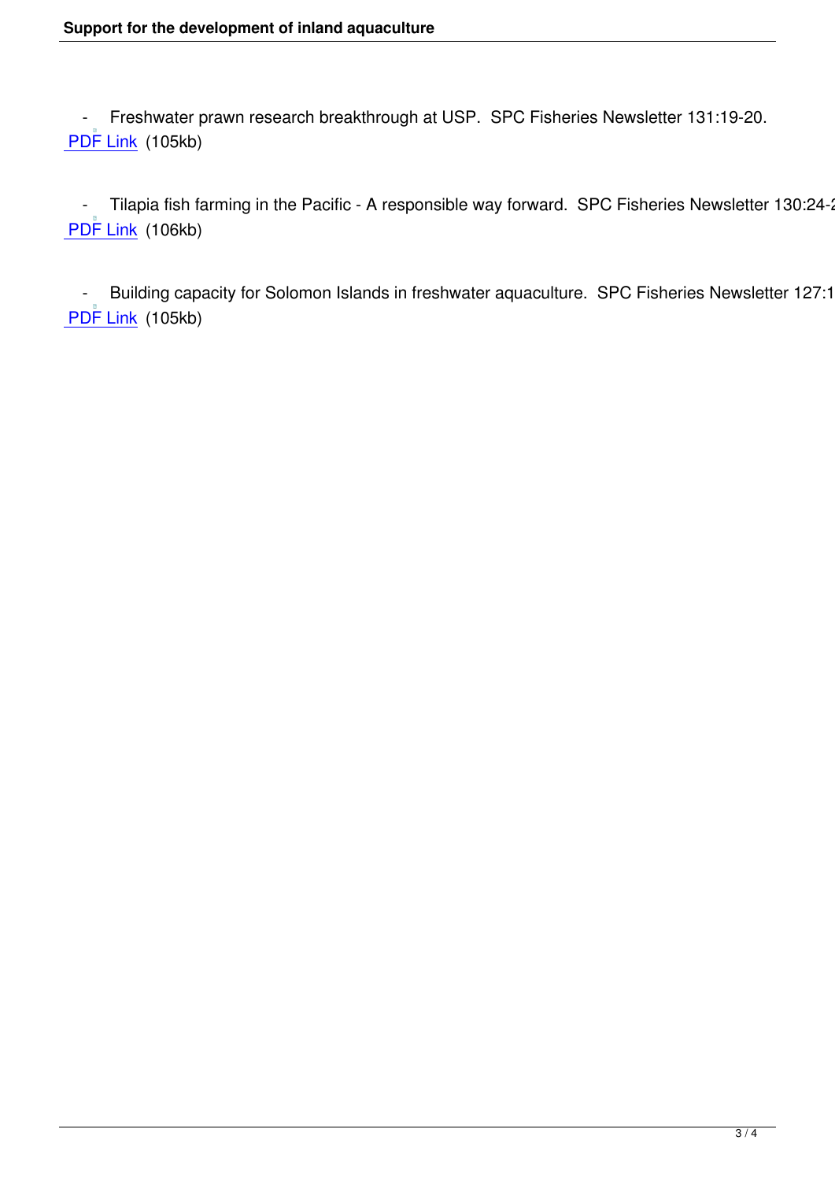- Freshwater prawn research breakthrough at USP. SPC Fisheries Newsletter 131:19-20.
 PDF Link (105kb)

- Tilapia fish farming in the Pacific - A responsible way forward. SPC Fisheries Newsletter 130:24-2
 PDF Link (106kb)

- Building capacity for Solomon Islands in freshwater aquaculture. SPC Fisheries Newsletter 127:1
 PDF Link (105kb)